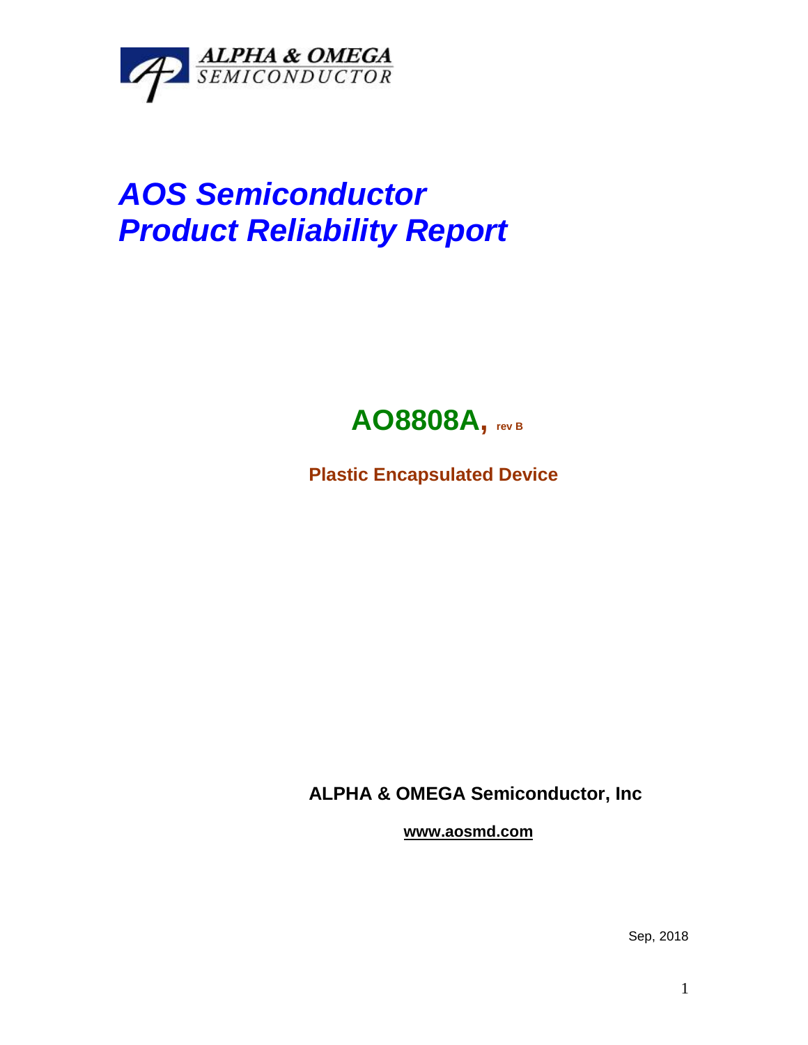ALPHA & OMEGA
SEMICONDUCTOR

# *AOS Semiconductor*
# *Product Reliability Report*

## AO8808A, rev B

**Plastic Encapsulated Device**

**ALPHA & OMEGA Semiconductor, Inc**

**www.aosmd.com**

Sep, 2018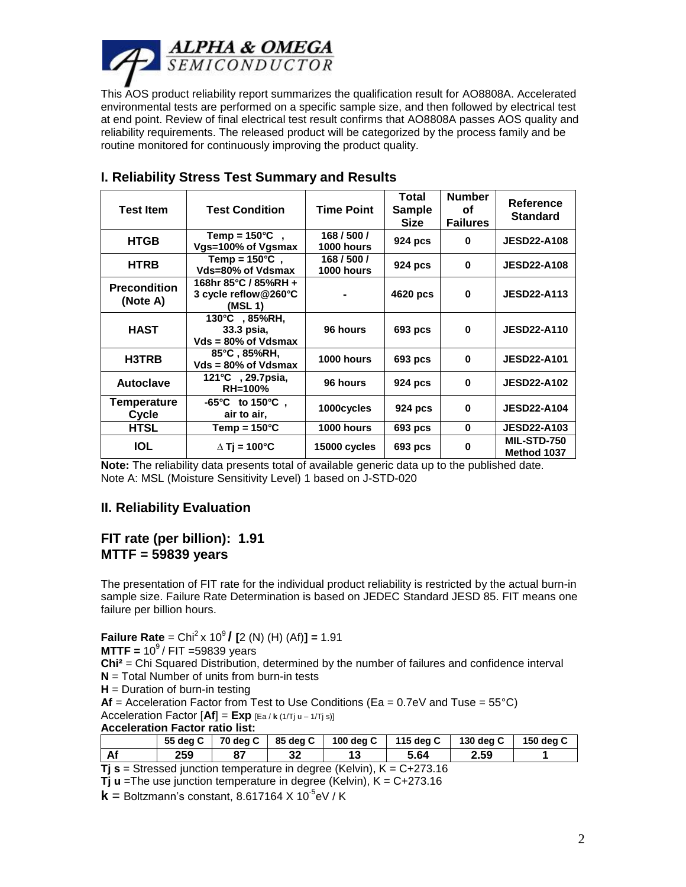This AOS product reliability report summarizes the qualification result for AO8808A. Accelerated environmental tests are performed on a specific sample size, and then followed by electrical test at end point. Review of final electrical test result confirms that AO8808A passes AOS quality and reliability requirements. The released product will be categorized by the process family and be routine monitored for continuously improving the product quality.

## I. Reliability Stress Test Summary and Results

| Test Item | Test Condition | Time Point | Total Sample Size | Number of Failures | Reference Standard |
|---|---|---|---|---|---|
| HTGB | Temp = 150°C , Vgs=100% of Vgsmax | 168 / 500 / 1000 hours | 924 pcs | 0 | JESD22-A108 |
| HTRB | Temp = 150°C , Vds=80% of Vdsmax | 168 / 500 / 1000 hours | 924 pcs | 0 | JESD22-A108 |
| Precondition (Note A) | 168hr 85°C / 85%RH + 3 cycle reflow@260°C (MSL 1) | - | 4620 pcs | 0 | JESD22-A113 |
| HAST | 130°C , 85%RH, 33.3 psia, Vds = 80% of Vdsmax | 96 hours | 693 pcs | 0 | JESD22-A110 |
| H3TRB | 85°C , 85%RH, Vds = 80% of Vdsmax | 1000 hours | 693 pcs | 0 | JESD22-A101 |
| Autoclave | 121°C , 29.7psia, RH=100% | 96 hours | 924 pcs | 0 | JESD22-A102 |
| Temperature Cycle | -65°C to 150°C , air to air, | 1000cycles | 924 pcs | 0 | JESD22-A104 |
| HTSL | Temp = 150°C | 1000 hours | 693 pcs | 0 | JESD22-A103 |
| IOL | $\Delta$ Tj = 100°C | 15000 cycles | 693 pcs | 0 | MIL-STD-750 Method 1037 |

**Note:** The reliability data presents total of available generic data up to the published date.
Note A: MSL (Moisture Sensitivity Level) 1 based on J-STD-020

## II. Reliability Evaluation

### FIT rate (per billion): 1.91
### MTTF = 59839 years

The presentation of FIT rate for the individual product reliability is restricted by the actual burn-in sample size. Failure Rate Determination is based on JEDEC Standard JESD 85. FIT means one failure per billion hours.

**Failure Rate** = $Chi^2 \times 10^9$ **/ [**2 (N) (H) (Af)**] =** 1.91

**MTTF =** $10^9$ / FIT =59839 years

**Chi²** = Chi Squared Distribution, determined by the number of failures and confidence interval

**N** = Total Number of units from burn-in tests

**H** = Duration of burn-in testing

**Af** = Acceleration Factor from Test to Use Conditions (Ea = 0.7eV and Tuse = 55°C)

Acceleration Factor [**Af**] = **Exp** [Ea / **k** (1/Tj u – 1/Tj s)]

**Acceleration Factor ratio list:**

| | 55 deg C | 70 deg C | 85 deg C | 100 deg C | 115 deg C | 130 deg C | 150 deg C |
|---|---|---|---|---|---|---|---|
| Af | 259 | 87 | 32 | 13 | 5.64 | 2.59 | 1 |

**Tj s** = Stressed junction temperature in degree (Kelvin), K = C+273.16

**Tj u** =The use junction temperature in degree (Kelvin), K = C+273.16

**k** = Boltzmann's constant, 8.617164 X $10^{-5}$eV / K